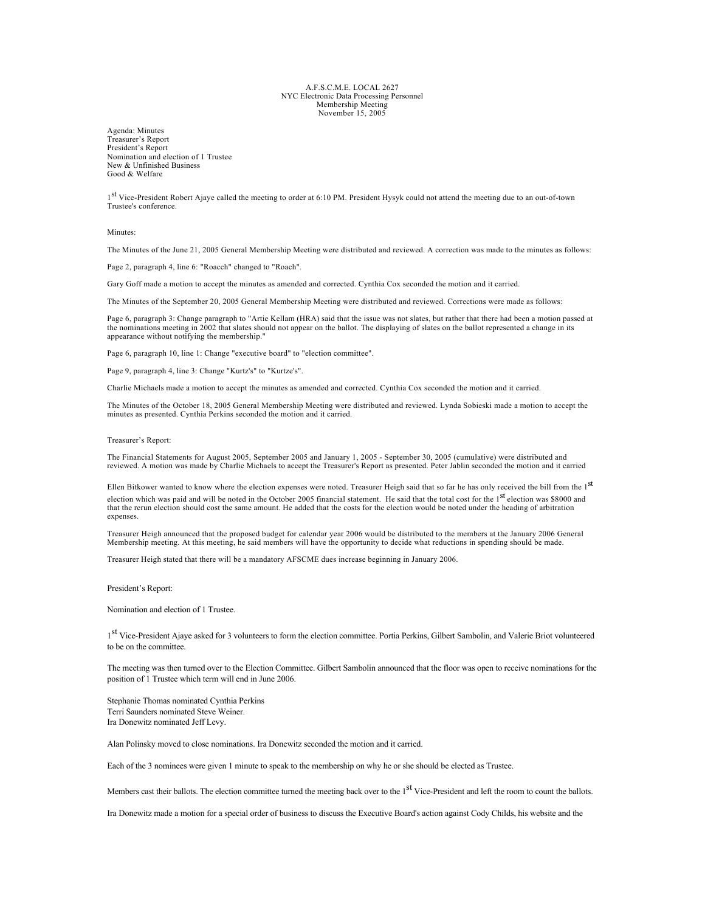A.F.S.C.M.E. LOCAL 2627
NYC Electronic Data Processing Personnel
Membership Meeting
November 15, 2005

Agenda: Minutes
Treasurer's Report
President's Report
Nomination and election of 1 Trustee
New & Unfinished Business
Good & Welfare

1st Vice-President Robert Ajaye called the meeting to order at 6:10 PM. President Hysyk could not attend the meeting due to an out-of-town Trustee's conference.

Minutes:

The Minutes of the June 21, 2005 General Membership Meeting were distributed and reviewed. A correction was made to the minutes as follows:

Page 2, paragraph 4, line 6: "Roacch" changed to "Roach".

Gary Goff made a motion to accept the minutes as amended and corrected. Cynthia Cox seconded the motion and it carried.

The Minutes of the September 20, 2005 General Membership Meeting were distributed and reviewed. Corrections were made as follows:

Page 6, paragraph 3: Change paragraph to "Artie Kellam (HRA) said that the issue was not slates, but rather that there had been a motion passed at the nominations meeting in 2002 that slates should not appear on the ballot. The displaying of slates on the ballot represented a change in its appearance without notifying the membership."

Page 6, paragraph 10, line 1: Change "executive board" to "election committee".

Page 9, paragraph 4, line 3: Change "Kurtz's" to "Kurtze's".

Charlie Michaels made a motion to accept the minutes as amended and corrected. Cynthia Cox seconded the motion and it carried.

The Minutes of the October 18, 2005 General Membership Meeting were distributed and reviewed. Lynda Sobieski made a motion to accept the minutes as presented. Cynthia Perkins seconded the motion and it carried.

Treasurer's Report:

The Financial Statements for August 2005, September 2005 and January 1, 2005 - September 30, 2005 (cumulative) were distributed and reviewed. A motion was made by Charlie Michaels to accept the Treasurer's Report as presented. Peter Jablin seconded the motion and it carried

Ellen Bitkower wanted to know where the election expenses were noted. Treasurer Heigh said that so far he has only received the bill from the 1st election which was paid and will be noted in the October 2005 financial statement. He said that the total cost for the 1st election was $8000 and that the rerun election should cost the same amount. He added that the costs for the election would be noted under the heading of arbitration expenses.

Treasurer Heigh announced that the proposed budget for calendar year 2006 would be distributed to the members at the January 2006 General Membership meeting. At this meeting, he said members will have the opportunity to decide what reductions in spending should be made.

Treasurer Heigh stated that there will be a mandatory AFSCME dues increase beginning in January 2006.

President's Report:

Nomination and election of 1 Trustee.

1st Vice-President Ajaye asked for 3 volunteers to form the election committee. Portia Perkins, Gilbert Sambolin, and Valerie Briot volunteered to be on the committee.

The meeting was then turned over to the Election Committee. Gilbert Sambolin announced that the floor was open to receive nominations for the position of 1 Trustee which term will end in June 2006.

Stephanie Thomas nominated Cynthia Perkins
Terri Saunders nominated Steve Weiner.
Ira Donewitz nominated Jeff Levy.

Alan Polinsky moved to close nominations. Ira Donewitz seconded the motion and it carried.

Each of the 3 nominees were given 1 minute to speak to the membership on why he or she should be elected as Trustee.

Members cast their ballots. The election committee turned the meeting back over to the 1st Vice-President and left the room to count the ballots.

Ira Donewitz made a motion for a special order of business to discuss the Executive Board's action against Cody Childs, his website and the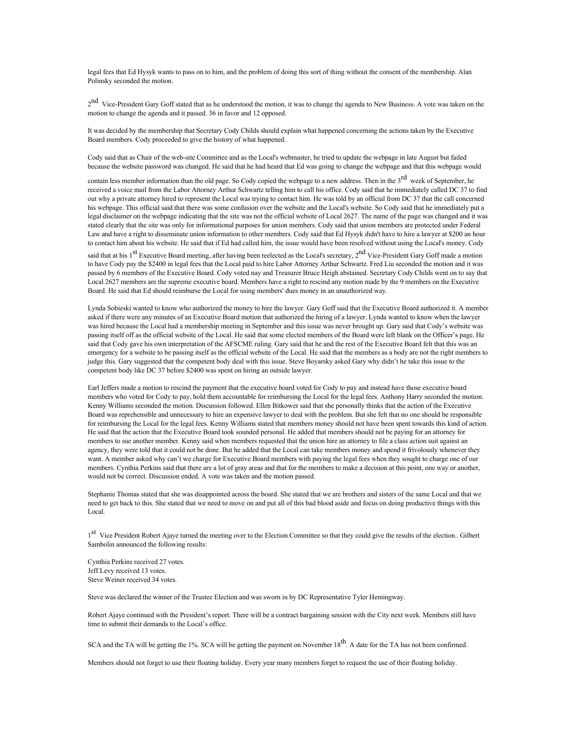legal fees that Ed Hysyk wants to pass on to him, and the problem of doing this sort of thing without the consent of the membership. Alan Polinsky seconded the motion.

2nd Vice-President Gary Goff stated that as he understood the motion, it was to change the agenda to New Business. A vote was taken on the motion to change the agenda and it passed. 36 in favor and 12 opposed.

It was decided by the membership that Secretary Cody Childs should explain what happened concerning the actions taken by the Executive Board members. Cody proceeded to give the history of what happened.

Cody said that as Chair of the web-site Committee and as the Local's webmaster, he tried to update the webpage in late August but failed because the website password was changed. He said that he had heard that Ed was going to change the webpage and that this webpage would contain less member information than the old page. So Cody copied the webpage to a new address. Then in the 3rd week of September, he received a voice mail from the Labor Attorney Arthur Schwartz telling him to call his office. Cody said that he immediately called DC 37 to find out why a private attorney hired to represent the Local was trying to contact him. He was told by an official from DC 37 that the call concerned his webpage. This official said that there was some confusion over the website and the Local's website. So Cody said that he immediately put a legal disclaimer on the webpage indicating that the site was not the official website of Local 2627. The name of the page was changed and it was stated clearly that the site was only for informational purposes for union members. Cody said that union members are protected under Federal Law and have a right to disseminate union information to other members. Cody said that Ed Hysyk didn't have to hire a lawyer at $200 an hour to contact him about his website. He said that if Ed had called him, the issue would have been resolved without using the Local's money. Cody said that at his 1st Executive Board meeting, after having been reelected as the Local's secretary, 2nd Vice-President Gary Goff made a motion to have Cody pay the $2400 in legal fees that the Local paid to hire Labor Attorney Arthur Schwartz. Fred Liu seconded the motion and it was passed by 6 members of the Executive Board. Cody voted nay and Treasurer Bruce Heigh abstained. Secretary Cody Childs went on to say that Local 2627 members are the supreme executive board. Members have a right to rescind any motion made by the 9 members on the Executive Board. He said that Ed should reimburse the Local for using members' dues money in an unauthorized way.

Lynda Sobieski wanted to know who authorized the money to hire the lawyer. Gary Goff said that the Executive Board authorized it. A member asked if there were any minutes of an Executive Board motion that authorized the hiring of a lawyer. Lynda wanted to know when the lawyer was hired because the Local had a membership meeting in September and this issue was never brought up. Gary said that Cody's website was passing itself off as the official website of the Local. He said that some elected members of the Board were left blank on the Officer's page. He said that Cody gave his own interpretation of the AFSCME ruling. Gary said that he and the rest of the Executive Board felt that this was an emergency for a website to be passing itself as the official website of the Local. He said that the members as a body are not the right members to judge this. Gary suggested that the competent body deal with this issue. Steve Boyarsky asked Gary why didn't he take this issue to the competent body like DC 37 before $2400 was spent on hiring an outside lawyer.

Earl Jeffers made a motion to rescind the payment that the executive board voted for Cody to pay and instead have those executive board members who voted for Cody to pay, hold them accountable for reimbursing the Local for the legal fees. Anthony Harry seconded the motion. Kenny Williams seconded the motion. Discussion followed. Ellen Bitkower said that she personally thinks that the action of the Executive Board was reprehensible and unnecessary to hire an expensive lawyer to deal with the problem. But she felt that no one should be responsible for reimbursing the Local for the legal fees. Kenny Williams stated that members money should not have been spent towards this kind of action. He said that the action that the Executive Board took sounded personal. He added that members should not be paying for an attorney for members to sue another member. Kenny said when members requested that the union hire an attorney to file a class action suit against an agency, they were told that it could not be done. But he added that the Local can take members money and spend it frivolously whenever they want. A member asked why can't we charge for Executive Board members with paying the legal fees when they sought to charge one of our members. Cynthia Perkins said that there are a lot of gray areas and that for the members to make a decision at this point, one way or another, would not be correct. Discussion ended. A vote was taken and the motion passed.

Stephanie Thomas stated that she was disappointed across the board. She stated that we are brothers and sisters of the same Local and that we need to get back to this. She stated that we need to move on and put all of this bad blood aside and focus on doing productive things with this Local.

1st Vice President Robert Ajaye turned the meeting over to the Election Committee so that they could give the results of the election.. Gilbert Sambolin announced the following results:

Cynthia Perkins received 27 votes.
Jeff Levy received 13 votes.
Steve Weiner received 34 votes.

Steve was declared the winner of the Trustee Election and was sworn in by DC Representative Tyler Hemingway.

Robert Ajaye continued with the President's report. There will be a contract bargaining session with the City next week. Members still have time to submit their demands to the Local's office.

SCA and the TA will be getting the 1%. SCA will be getting the payment on November 18th. A date for the TA has not been confirmed.

Members should not forget to use their floating holiday. Every year many members forget to request the use of their floating holiday.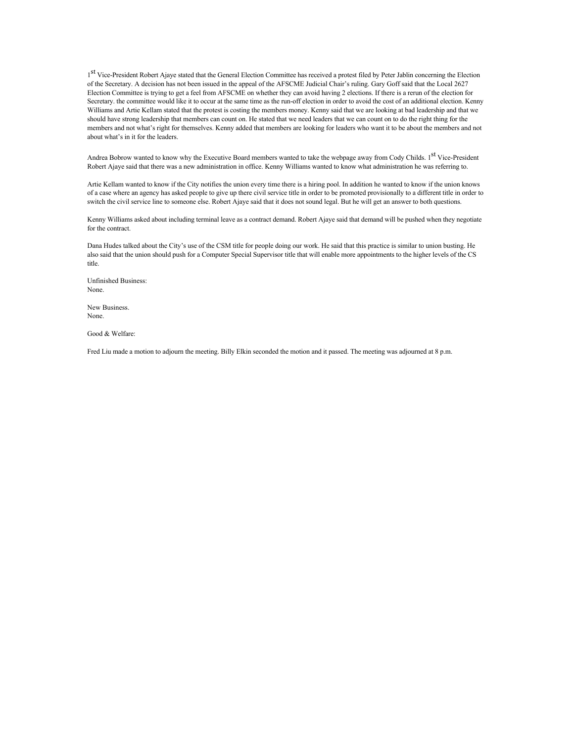1st Vice-President Robert Ajaye stated that the General Election Committee has received a protest filed by Peter Jablin concerning the Election of the Secretary. A decision has not been issued in the appeal of the AFSCME Judicial Chair's ruling. Gary Goff said that the Local 2627 Election Committee is trying to get a feel from AFSCME on whether they can avoid having 2 elections. If there is a rerun of the election for Secretary. the committee would like it to occur at the same time as the run-off election in order to avoid the cost of an additional election. Kenny Williams and Artie Kellam stated that the protest is costing the members money. Kenny said that we are looking at bad leadership and that we should have strong leadership that members can count on. He stated that we need leaders that we can count on to do the right thing for the members and not what's right for themselves. Kenny added that members are looking for leaders who want it to be about the members and not about what's in it for the leaders.

Andrea Bobrow wanted to know why the Executive Board members wanted to take the webpage away from Cody Childs. 1st Vice-President Robert Ajaye said that there was a new administration in office. Kenny Williams wanted to know what administration he was referring to.

Artie Kellam wanted to know if the City notifies the union every time there is a hiring pool. In addition he wanted to know if the union knows of a case where an agency has asked people to give up there civil service title in order to be promoted provisionally to a different title in order to switch the civil service line to someone else. Robert Ajaye said that it does not sound legal. But he will get an answer to both questions.

Kenny Williams asked about including terminal leave as a contract demand. Robert Ajaye said that demand will be pushed when they negotiate for the contract.

Dana Hudes talked about the City's use of the CSM title for people doing our work. He said that this practice is similar to union busting. He also said that the union should push for a Computer Special Supervisor title that will enable more appointments to the higher levels of the CS title.

Unfinished Business:
None.

New Business.
None.

Good & Welfare:

Fred Liu made a motion to adjourn the meeting. Billy Elkin seconded the motion and it passed. The meeting was adjourned at 8 p.m.